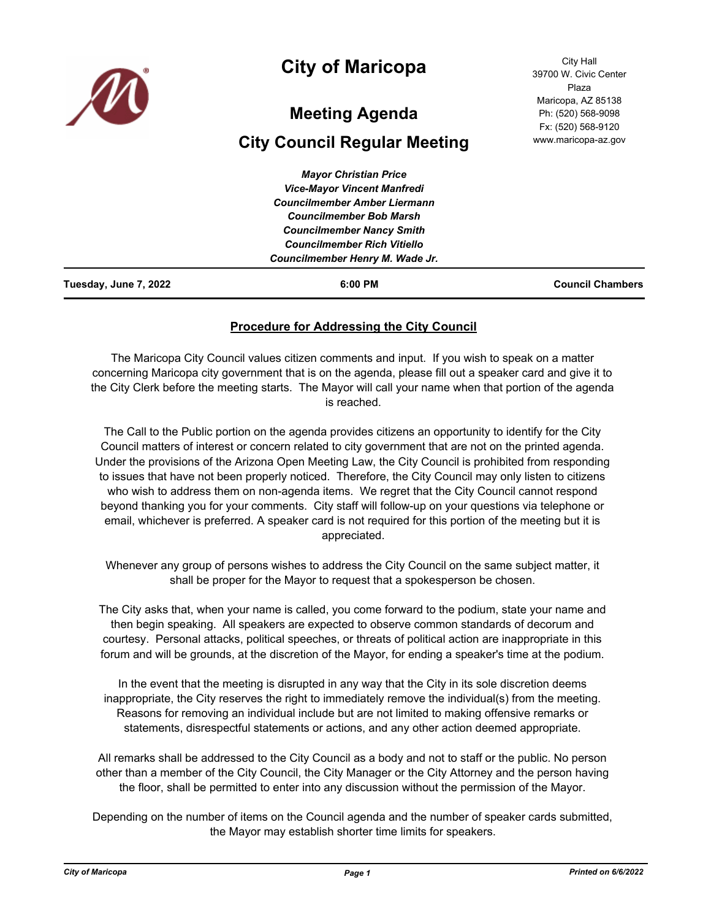# City of Maricopa

## Meeting Agenda

## City Council Regular Meeting

City Hall
39700 W. Civic Center Plaza
Maricopa, AZ 85138
Ph: (520) 568-9098
Fx: (520) 568-9120
www.maricopa-az.gov

***Mayor Christian Price***
***Vice-Mayor Vincent Manfredi***
***Councilmember Amber Liermann***
***Councilmember Bob Marsh***
***Councilmember Nancy Smith***
***Councilmember Rich Vitiello***
***Councilmember Henry M. Wade Jr.***

**Tuesday, June 7, 2022** | **6:00 PM** | **Council Chambers**

### Procedure for Addressing the City Council

The Maricopa City Council values citizen comments and input. If you wish to speak on a matter concerning Maricopa city government that is on the agenda, please fill out a speaker card and give it to the City Clerk before the meeting starts. The Mayor will call your name when that portion of the agenda is reached.

The Call to the Public portion on the agenda provides citizens an opportunity to identify for the City Council matters of interest or concern related to city government that are not on the printed agenda. Under the provisions of the Arizona Open Meeting Law, the City Council is prohibited from responding to issues that have not been properly noticed. Therefore, the City Council may only listen to citizens who wish to address them on non-agenda items. We regret that the City Council cannot respond beyond thanking you for your comments. City staff will follow-up on your questions via telephone or email, whichever is preferred. A speaker card is not required for this portion of the meeting but it is appreciated.

Whenever any group of persons wishes to address the City Council on the same subject matter, it shall be proper for the Mayor to request that a spokesperson be chosen.

The City asks that, when your name is called, you come forward to the podium, state your name and then begin speaking. All speakers are expected to observe common standards of decorum and courtesy. Personal attacks, political speeches, or threats of political action are inappropriate in this forum and will be grounds, at the discretion of the Mayor, for ending a speaker's time at the podium.

In the event that the meeting is disrupted in any way that the City in its sole discretion deems inappropriate, the City reserves the right to immediately remove the individual(s) from the meeting. Reasons for removing an individual include but are not limited to making offensive remarks or statements, disrespectful statements or actions, and any other action deemed appropriate.

All remarks shall be addressed to the City Council as a body and not to staff or the public. No person other than a member of the City Council, the City Manager or the City Attorney and the person having the floor, shall be permitted to enter into any discussion without the permission of the Mayor.

Depending on the number of items on the Council agenda and the number of speaker cards submitted, the Mayor may establish shorter time limits for speakers.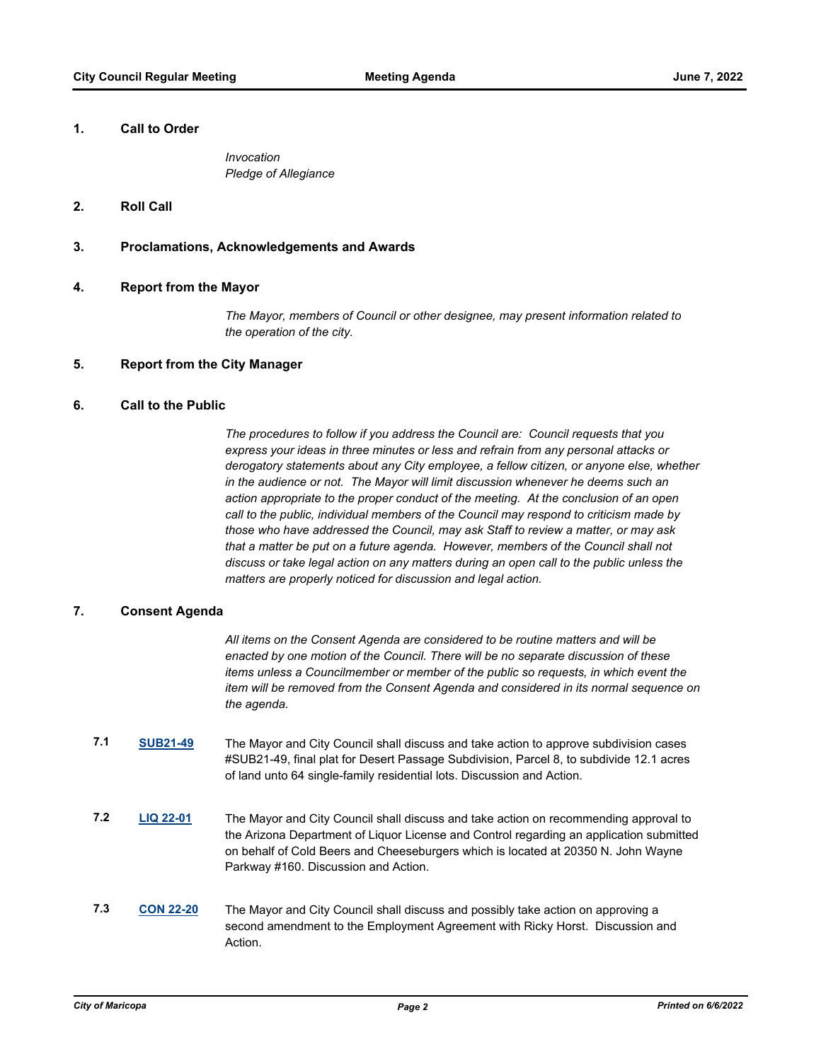## 1. Call to Order

*Invocation*
*Pledge of Allegiance*

## 2. Roll Call

## 3. Proclamations, Acknowledgements and Awards

## 4. Report from the Mayor

*The Mayor, members of Council or other designee, may present information related to the operation of the city.*

## 5. Report from the City Manager

## 6. Call to the Public

*The procedures to follow if you address the Council are: Council requests that you express your ideas in three minutes or less and refrain from any personal attacks or derogatory statements about any City employee, a fellow citizen, or anyone else, whether in the audience or not. The Mayor will limit discussion whenever he deems such an action appropriate to the proper conduct of the meeting. At the conclusion of an open call to the public, individual members of the Council may respond to criticism made by those who have addressed the Council, may ask Staff to review a matter, or may ask that a matter be put on a future agenda. However, members of the Council shall not discuss or take legal action on any matters during an open call to the public unless the matters are properly noticed for discussion and legal action.*

## 7. Consent Agenda

*All items on the Consent Agenda are considered to be routine matters and will be enacted by one motion of the Council. There will be no separate discussion of these items unless a Councilmember or member of the public so requests, in which event the item will be removed from the Consent Agenda and considered in its normal sequence on the agenda.*

**7.1** **SUB21-49** The Mayor and City Council shall discuss and take action to approve subdivision cases #SUB21-49, final plat for Desert Passage Subdivision, Parcel 8, to subdivide 12.1 acres of land unto 64 single-family residential lots. Discussion and Action.

**7.2** **LIQ 22-01** The Mayor and City Council shall discuss and take action on recommending approval to the Arizona Department of Liquor License and Control regarding an application submitted on behalf of Cold Beers and Cheeseburgers which is located at 20350 N. John Wayne Parkway #160. Discussion and Action.

**7.3** **CON 22-20** The Mayor and City Council shall discuss and possibly take action on approving a second amendment to the Employment Agreement with Ricky Horst. Discussion and Action.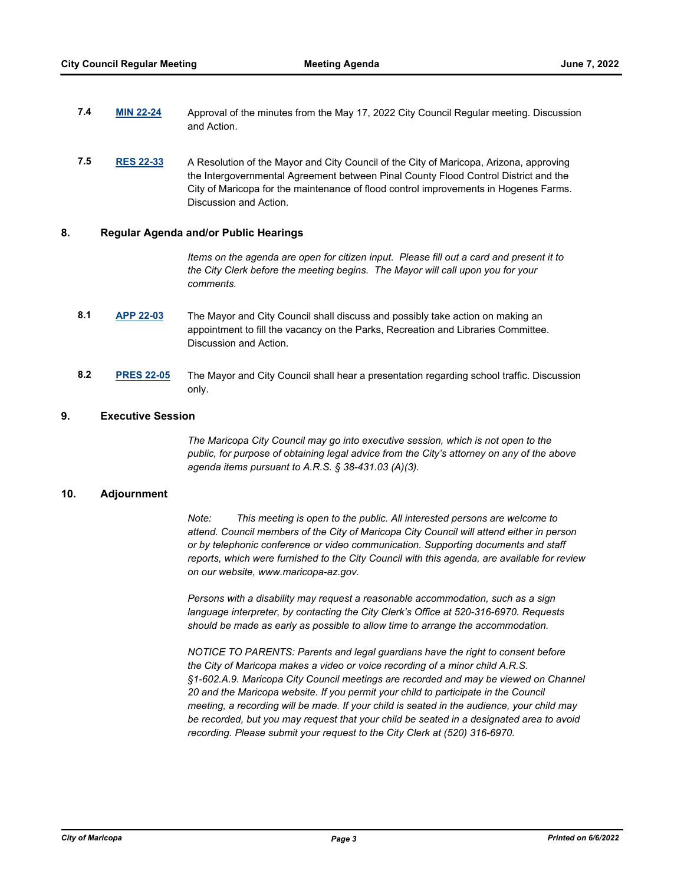**7.4** **MIN 22-24** Approval of the minutes from the May 17, 2022 City Council Regular meeting. Discussion and Action.

**7.5** **RES 22-33** A Resolution of the Mayor and City Council of the City of Maricopa, Arizona, approving the Intergovernmental Agreement between Pinal County Flood Control District and the City of Maricopa for the maintenance of flood control improvements in Hogenes Farms. Discussion and Action.

## 8. Regular Agenda and/or Public Hearings

*Items on the agenda are open for citizen input. Please fill out a card and present it to the City Clerk before the meeting begins. The Mayor will call upon you for your comments.*

**8.1** **APP 22-03** The Mayor and City Council shall discuss and possibly take action on making an appointment to fill the vacancy on the Parks, Recreation and Libraries Committee. Discussion and Action.

**8.2** **PRES 22-05** The Mayor and City Council shall hear a presentation regarding school traffic. Discussion only.

## 9. Executive Session

*The Maricopa City Council may go into executive session, which is not open to the public, for purpose of obtaining legal advice from the City's attorney on any of the above agenda items pursuant to A.R.S. § 38-431.03 (A)(3).*

## 10. Adjournment

*Note: This meeting is open to the public. All interested persons are welcome to attend. Council members of the City of Maricopa City Council will attend either in person or by telephonic conference or video communication. Supporting documents and staff reports, which were furnished to the City Council with this agenda, are available for review on our website, www.maricopa-az.gov.*

*Persons with a disability may request a reasonable accommodation, such as a sign language interpreter, by contacting the City Clerk's Office at 520-316-6970. Requests should be made as early as possible to allow time to arrange the accommodation.*

*NOTICE TO PARENTS: Parents and legal guardians have the right to consent before the City of Maricopa makes a video or voice recording of a minor child A.R.S. §1-602.A.9. Maricopa City Council meetings are recorded and may be viewed on Channel 20 and the Maricopa website. If you permit your child to participate in the Council meeting, a recording will be made. If your child is seated in the audience, your child may be recorded, but you may request that your child be seated in a designated area to avoid recording. Please submit your request to the City Clerk at (520) 316-6970.*